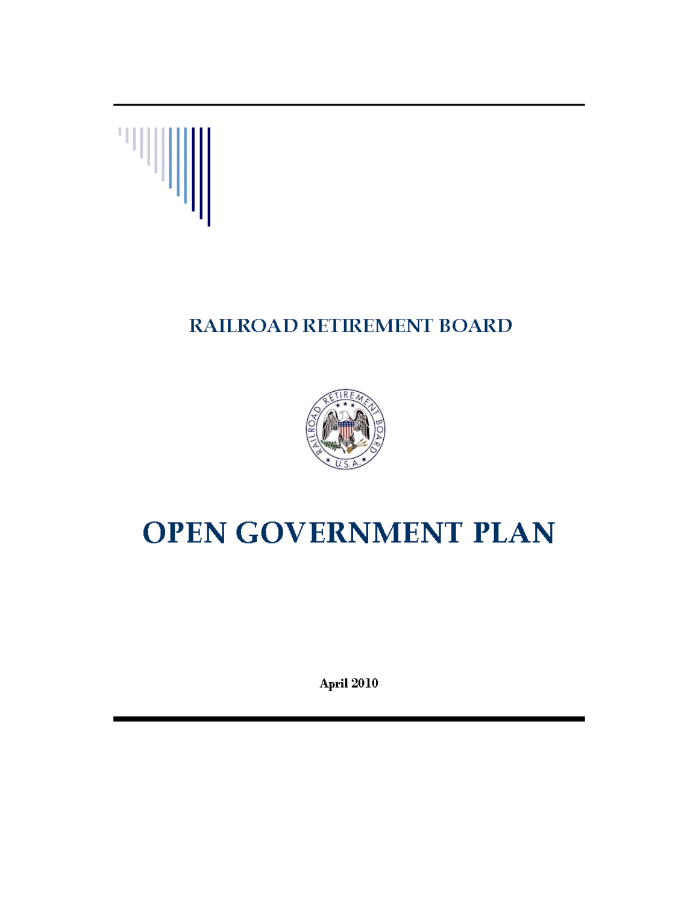RAILROAD RETIREMENT BOARD

# OPEN GOVERNMENT PLAN

**April 2010**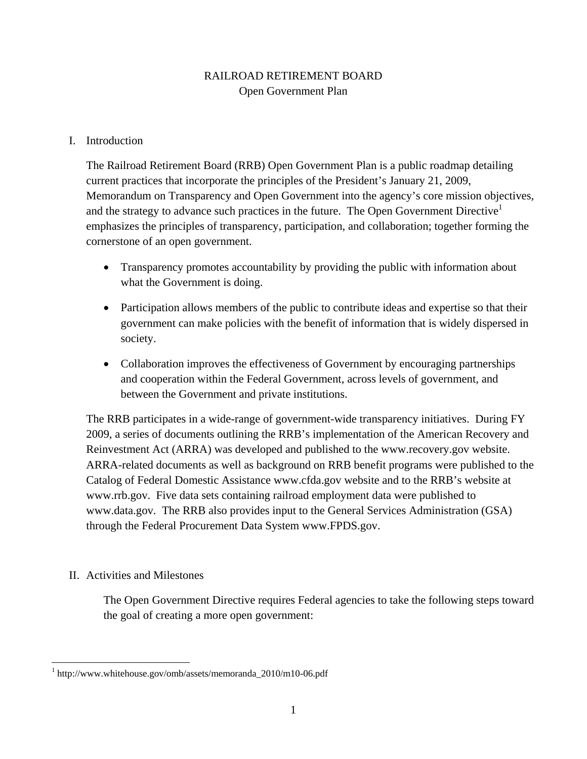RAILROAD RETIREMENT BOARD
Open Government Plan

## I. Introduction

The Railroad Retirement Board (RRB) Open Government Plan is a public roadmap detailing current practices that incorporate the principles of the President's January 21, 2009, Memorandum on Transparency and Open Government into the agency's core mission objectives, and the strategy to advance such practices in the future. The Open Government Directive[1] emphasizes the principles of transparency, participation, and collaboration; together forming the cornerstone of an open government.

- Transparency promotes accountability by providing the public with information about what the Government is doing.
- Participation allows members of the public to contribute ideas and expertise so that their government can make policies with the benefit of information that is widely dispersed in society.
- Collaboration improves the effectiveness of Government by encouraging partnerships and cooperation within the Federal Government, across levels of government, and between the Government and private institutions.

The RRB participates in a wide-range of government-wide transparency initiatives. During FY 2009, a series of documents outlining the RRB's implementation of the American Recovery and Reinvestment Act (ARRA) was developed and published to the www.recovery.gov website. ARRA-related documents as well as background on RRB benefit programs were published to the Catalog of Federal Domestic Assistance www.cfda.gov website and to the RRB's website at www.rrb.gov. Five data sets containing railroad employment data were published to www.data.gov. The RRB also provides input to the General Services Administration (GSA) through the Federal Procurement Data System www.FPDS.gov.

## II. Activities and Milestones

The Open Government Directive requires Federal agencies to take the following steps toward the goal of creating a more open government:

[1] http://www.whitehouse.gov/omb/assets/memoranda_2010/m10-06.pdf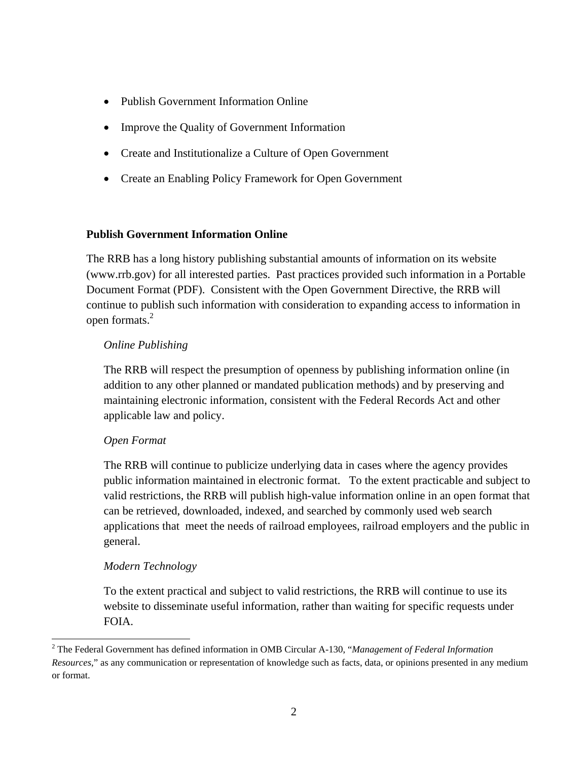- Publish Government Information Online
- Improve the Quality of Government Information
- Create and Institutionalize a Culture of Open Government
- Create an Enabling Policy Framework for Open Government

**Publish Government Information Online**

The RRB has a long history publishing substantial amounts of information on its website (www.rrb.gov) for all interested parties. Past practices provided such information in a Portable Document Format (PDF). Consistent with the Open Government Directive, the RRB will continue to publish such information with consideration to expanding access to information in open formats.[2]

*Online Publishing*

The RRB will respect the presumption of openness by publishing information online (in addition to any other planned or mandated publication methods) and by preserving and maintaining electronic information, consistent with the Federal Records Act and other applicable law and policy.

*Open Format*

The RRB will continue to publicize underlying data in cases where the agency provides public information maintained in electronic format. To the extent practicable and subject to valid restrictions, the RRB will publish high-value information online in an open format that can be retrieved, downloaded, indexed, and searched by commonly used web search applications that meet the needs of railroad employees, railroad employers and the public in general.

*Modern Technology*

To the extent practical and subject to valid restrictions, the RRB will continue to use its website to disseminate useful information, rather than waiting for specific requests under FOIA.

---

[2] The Federal Government has defined information in OMB Circular A-130, "*Management of Federal Information Resources*," as any communication or representation of knowledge such as facts, data, or opinions presented in any medium or format.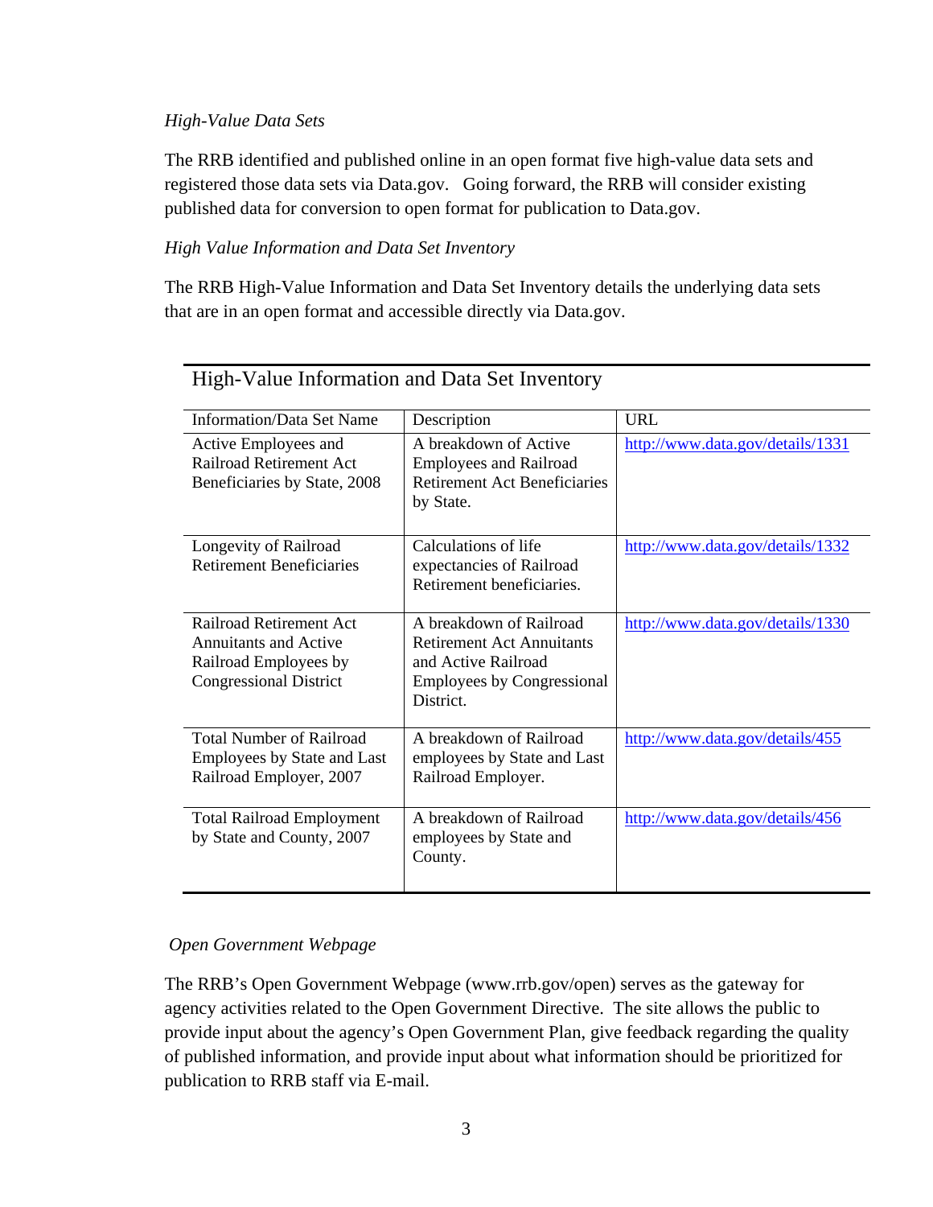*High-Value Data Sets*

The RRB identified and published online in an open format five high-value data sets and registered those data sets via Data.gov. Going forward, the RRB will consider existing published data for conversion to open format for publication to Data.gov.

*High Value Information and Data Set Inventory*

The RRB High-Value Information and Data Set Inventory details the underlying data sets that are in an open format and accessible directly via Data.gov.

High-Value Information and Data Set Inventory

| Information/Data Set Name | Description | URL |
|---|---|---|
| Active Employees and Railroad Retirement Act Beneficiaries by State, 2008 | A breakdown of Active Employees and Railroad Retirement Act Beneficiaries by State. | http://www.data.gov/details/1331 |
| Longevity of Railroad Retirement Beneficiaries | Calculations of life expectancies of Railroad Retirement beneficiaries. | http://www.data.gov/details/1332 |
| Railroad Retirement Act Annuitants and Active Railroad Employees by Congressional District | A breakdown of Railroad Retirement Act Annuitants and Active Railroad Employees by Congressional District. | http://www.data.gov/details/1330 |
| Total Number of Railroad Employees by State and Last Railroad Employer, 2007 | A breakdown of Railroad employees by State and Last Railroad Employer. | http://www.data.gov/details/455 |
| Total Railroad Employment by State and County, 2007 | A breakdown of Railroad employees by State and County. | http://www.data.gov/details/456 |

*Open Government Webpage*

The RRB's Open Government Webpage (www.rrb.gov/open) serves as the gateway for agency activities related to the Open Government Directive. The site allows the public to provide input about the agency's Open Government Plan, give feedback regarding the quality of published information, and provide input about what information should be prioritized for publication to RRB staff via E-mail.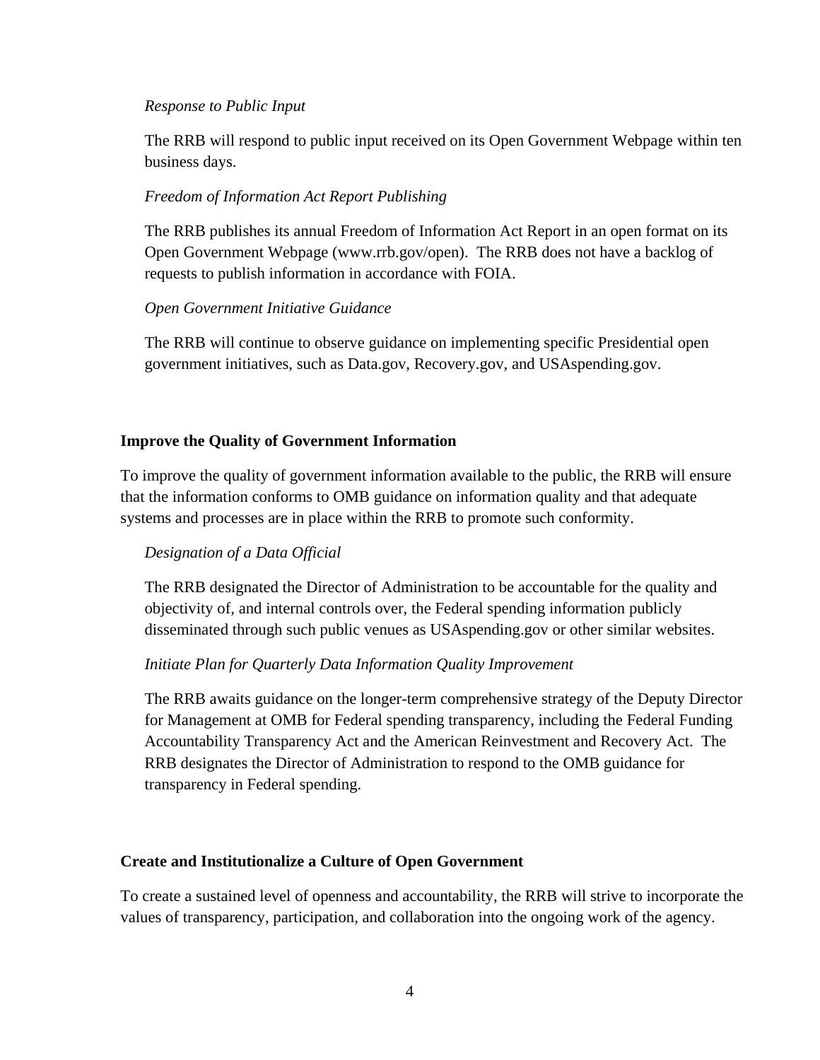*Response to Public Input*

The RRB will respond to public input received on its Open Government Webpage within ten business days.

*Freedom of Information Act Report Publishing*

The RRB publishes its annual Freedom of Information Act Report in an open format on its Open Government Webpage (www.rrb.gov/open). The RRB does not have a backlog of requests to publish information in accordance with FOIA.

*Open Government Initiative Guidance*

The RRB will continue to observe guidance on implementing specific Presidential open government initiatives, such as Data.gov, Recovery.gov, and USAspending.gov.

**Improve the Quality of Government Information**

To improve the quality of government information available to the public, the RRB will ensure that the information conforms to OMB guidance on information quality and that adequate systems and processes are in place within the RRB to promote such conformity.

*Designation of a Data Official*

The RRB designated the Director of Administration to be accountable for the quality and objectivity of, and internal controls over, the Federal spending information publicly disseminated through such public venues as USAspending.gov or other similar websites.

*Initiate Plan for Quarterly Data Information Quality Improvement*

The RRB awaits guidance on the longer-term comprehensive strategy of the Deputy Director for Management at OMB for Federal spending transparency, including the Federal Funding Accountability Transparency Act and the American Reinvestment and Recovery Act. The RRB designates the Director of Administration to respond to the OMB guidance for transparency in Federal spending.

**Create and Institutionalize a Culture of Open Government**

To create a sustained level of openness and accountability, the RRB will strive to incorporate the values of transparency, participation, and collaboration into the ongoing work of the agency.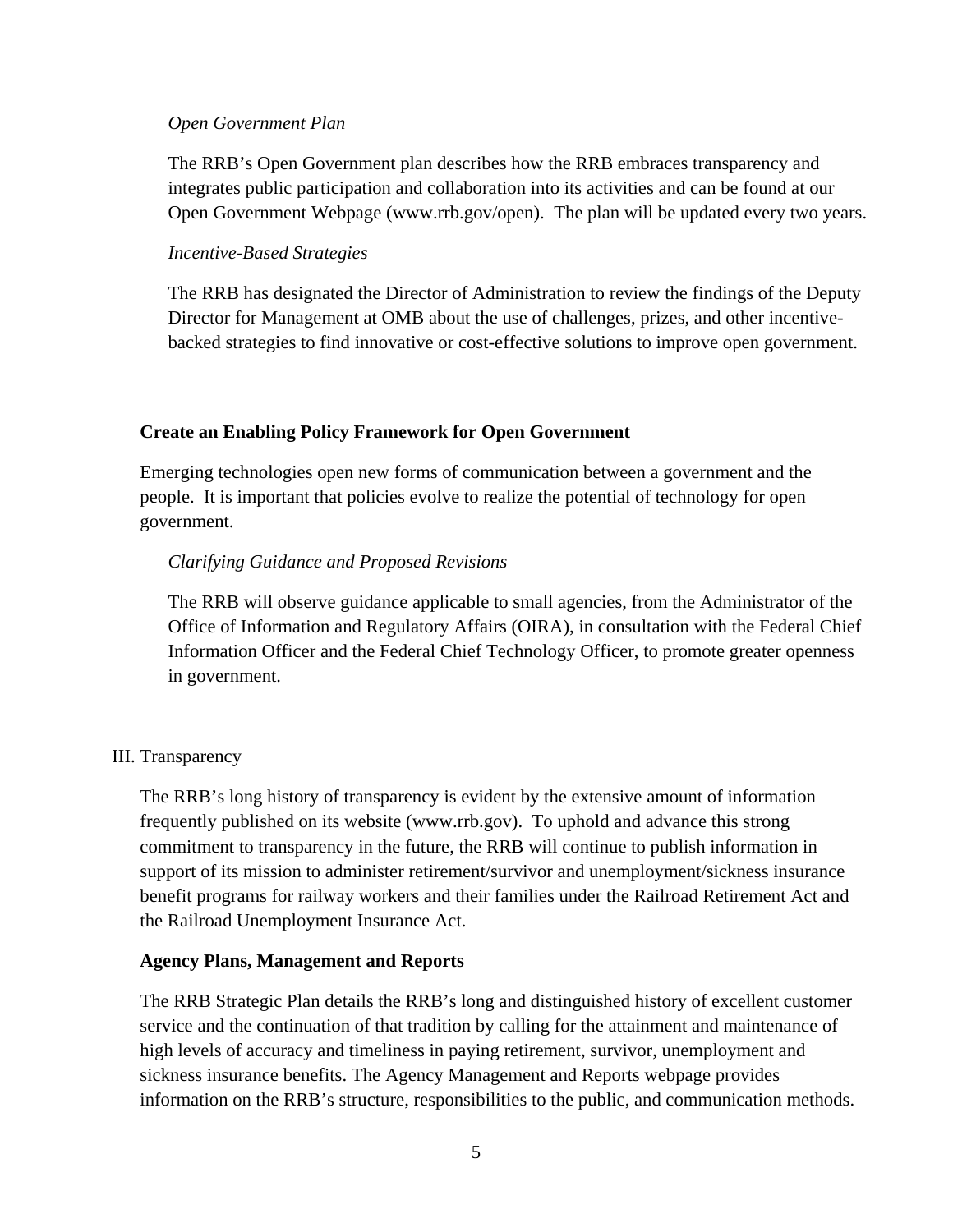*Open Government Plan*

The RRB's Open Government plan describes how the RRB embraces transparency and integrates public participation and collaboration into its activities and can be found at our Open Government Webpage (www.rrb.gov/open). The plan will be updated every two years.

*Incentive-Based Strategies*

The RRB has designated the Director of Administration to review the findings of the Deputy Director for Management at OMB about the use of challenges, prizes, and other incentive-backed strategies to find innovative or cost-effective solutions to improve open government.

**Create an Enabling Policy Framework for Open Government**

Emerging technologies open new forms of communication between a government and the people. It is important that policies evolve to realize the potential of technology for open government.

*Clarifying Guidance and Proposed Revisions*

The RRB will observe guidance applicable to small agencies, from the Administrator of the Office of Information and Regulatory Affairs (OIRA), in consultation with the Federal Chief Information Officer and the Federal Chief Technology Officer, to promote greater openness in government.

## III. Transparency

The RRB's long history of transparency is evident by the extensive amount of information frequently published on its website (www.rrb.gov). To uphold and advance this strong commitment to transparency in the future, the RRB will continue to publish information in support of its mission to administer retirement/survivor and unemployment/sickness insurance benefit programs for railway workers and their families under the Railroad Retirement Act and the Railroad Unemployment Insurance Act.

**Agency Plans, Management and Reports**

The RRB Strategic Plan details the RRB's long and distinguished history of excellent customer service and the continuation of that tradition by calling for the attainment and maintenance of high levels of accuracy and timeliness in paying retirement, survivor, unemployment and sickness insurance benefits. The Agency Management and Reports webpage provides information on the RRB's structure, responsibilities to the public, and communication methods.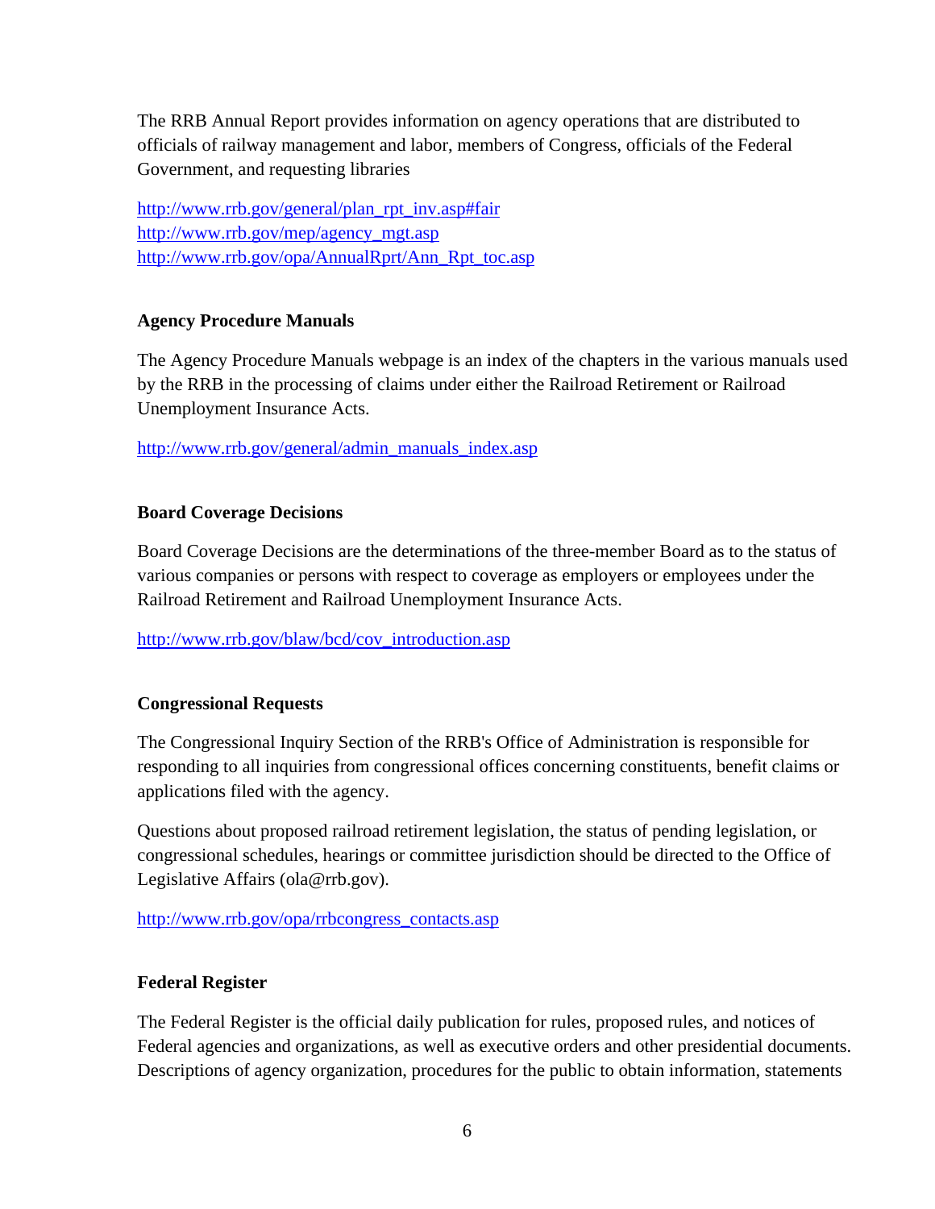The RRB Annual Report provides information on agency operations that are distributed to officials of railway management and labor, members of Congress, officials of the Federal Government, and requesting libraries

http://www.rrb.gov/general/plan_rpt_inv.asp#fair
http://www.rrb.gov/mep/agency_mgt.asp
http://www.rrb.gov/opa/AnnualRprt/Ann_Rpt_toc.asp

**Agency Procedure Manuals**

The Agency Procedure Manuals webpage is an index of the chapters in the various manuals used by the RRB in the processing of claims under either the Railroad Retirement or Railroad Unemployment Insurance Acts.

http://www.rrb.gov/general/admin_manuals_index.asp

**Board Coverage Decisions**

Board Coverage Decisions are the determinations of the three-member Board as to the status of various companies or persons with respect to coverage as employers or employees under the Railroad Retirement and Railroad Unemployment Insurance Acts.

http://www.rrb.gov/blaw/bcd/cov_introduction.asp

**Congressional Requests**

The Congressional Inquiry Section of the RRB's Office of Administration is responsible for responding to all inquiries from congressional offices concerning constituents, benefit claims or applications filed with the agency.

Questions about proposed railroad retirement legislation, the status of pending legislation, or congressional schedules, hearings or committee jurisdiction should be directed to the Office of Legislative Affairs (ola@rrb.gov).

http://www.rrb.gov/opa/rrbcongress_contacts.asp

**Federal Register**

The Federal Register is the official daily publication for rules, proposed rules, and notices of Federal agencies and organizations, as well as executive orders and other presidential documents. Descriptions of agency organization, procedures for the public to obtain information, statements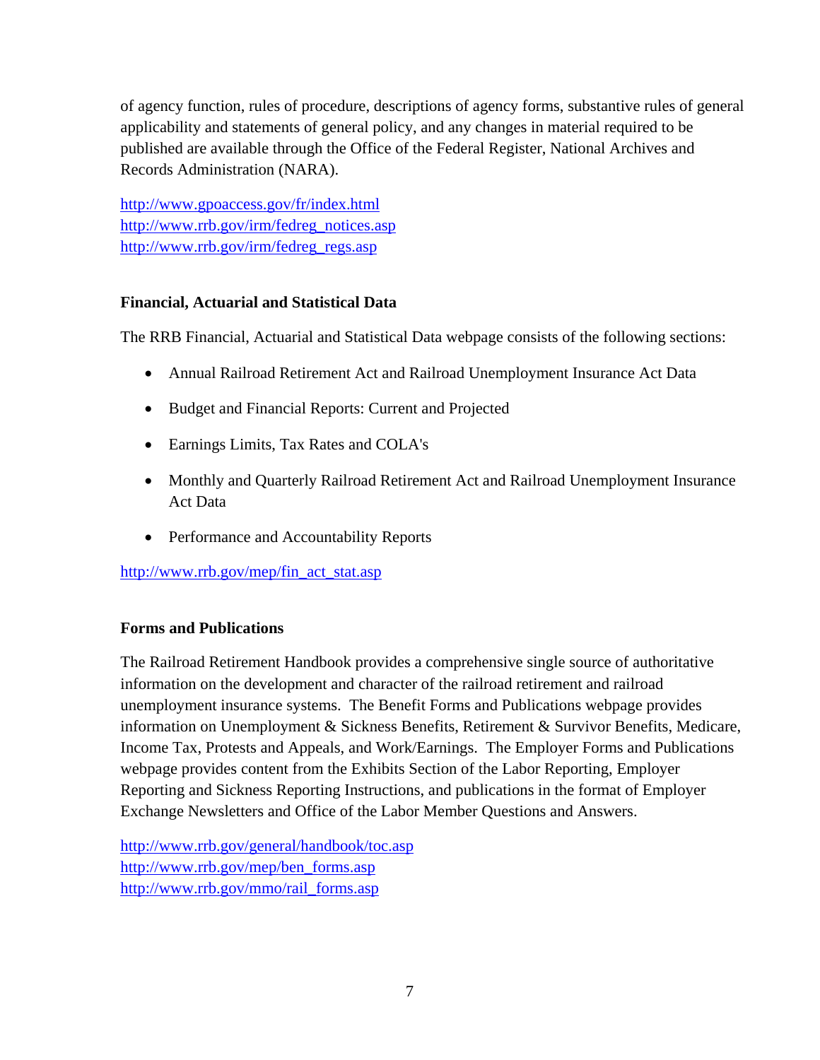of agency function, rules of procedure, descriptions of agency forms, substantive rules of general applicability and statements of general policy, and any changes in material required to be published are available through the Office of the Federal Register, National Archives and Records Administration (NARA).

http://www.gpoaccess.gov/fr/index.html
http://www.rrb.gov/irm/fedreg_notices.asp
http://www.rrb.gov/irm/fedreg_regs.asp

**Financial, Actuarial and Statistical Data**

The RRB Financial, Actuarial and Statistical Data webpage consists of the following sections:

- Annual Railroad Retirement Act and Railroad Unemployment Insurance Act Data
- Budget and Financial Reports: Current and Projected
- Earnings Limits, Tax Rates and COLA's
- Monthly and Quarterly Railroad Retirement Act and Railroad Unemployment Insurance Act Data
- Performance and Accountability Reports

http://www.rrb.gov/mep/fin_act_stat.asp

**Forms and Publications**

The Railroad Retirement Handbook provides a comprehensive single source of authoritative information on the development and character of the railroad retirement and railroad unemployment insurance systems. The Benefit Forms and Publications webpage provides information on Unemployment & Sickness Benefits, Retirement & Survivor Benefits, Medicare, Income Tax, Protests and Appeals, and Work/Earnings. The Employer Forms and Publications webpage provides content from the Exhibits Section of the Labor Reporting, Employer Reporting and Sickness Reporting Instructions, and publications in the format of Employer Exchange Newsletters and Office of the Labor Member Questions and Answers.

http://www.rrb.gov/general/handbook/toc.asp
http://www.rrb.gov/mep/ben_forms.asp
http://www.rrb.gov/mmo/rail_forms.asp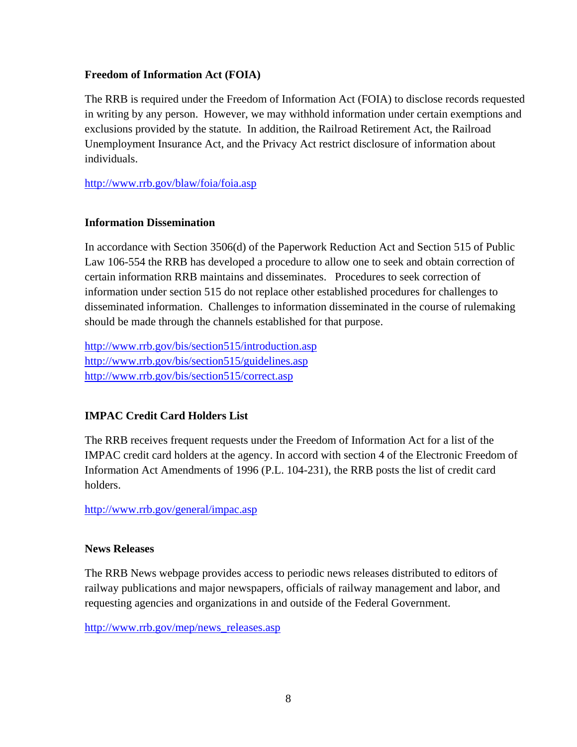**Freedom of Information Act (FOIA)**

The RRB is required under the Freedom of Information Act (FOIA) to disclose records requested in writing by any person. However, we may withhold information under certain exemptions and exclusions provided by the statute. In addition, the Railroad Retirement Act, the Railroad Unemployment Insurance Act, and the Privacy Act restrict disclosure of information about individuals.

http://www.rrb.gov/blaw/foia/foia.asp

**Information Dissemination**

In accordance with Section 3506(d) of the Paperwork Reduction Act and Section 515 of Public Law 106-554 the RRB has developed a procedure to allow one to seek and obtain correction of certain information RRB maintains and disseminates. Procedures to seek correction of information under section 515 do not replace other established procedures for challenges to disseminated information. Challenges to information disseminated in the course of rulemaking should be made through the channels established for that purpose.

http://www.rrb.gov/bis/section515/introduction.asp
http://www.rrb.gov/bis/section515/guidelines.asp
http://www.rrb.gov/bis/section515/correct.asp

**IMPAC Credit Card Holders List**

The RRB receives frequent requests under the Freedom of Information Act for a list of the IMPAC credit card holders at the agency. In accord with section 4 of the Electronic Freedom of Information Act Amendments of 1996 (P.L. 104-231), the RRB posts the list of credit card holders.

http://www.rrb.gov/general/impac.asp

**News Releases**

The RRB News webpage provides access to periodic news releases distributed to editors of railway publications and major newspapers, officials of railway management and labor, and requesting agencies and organizations in and outside of the Federal Government.

http://www.rrb.gov/mep/news_releases.asp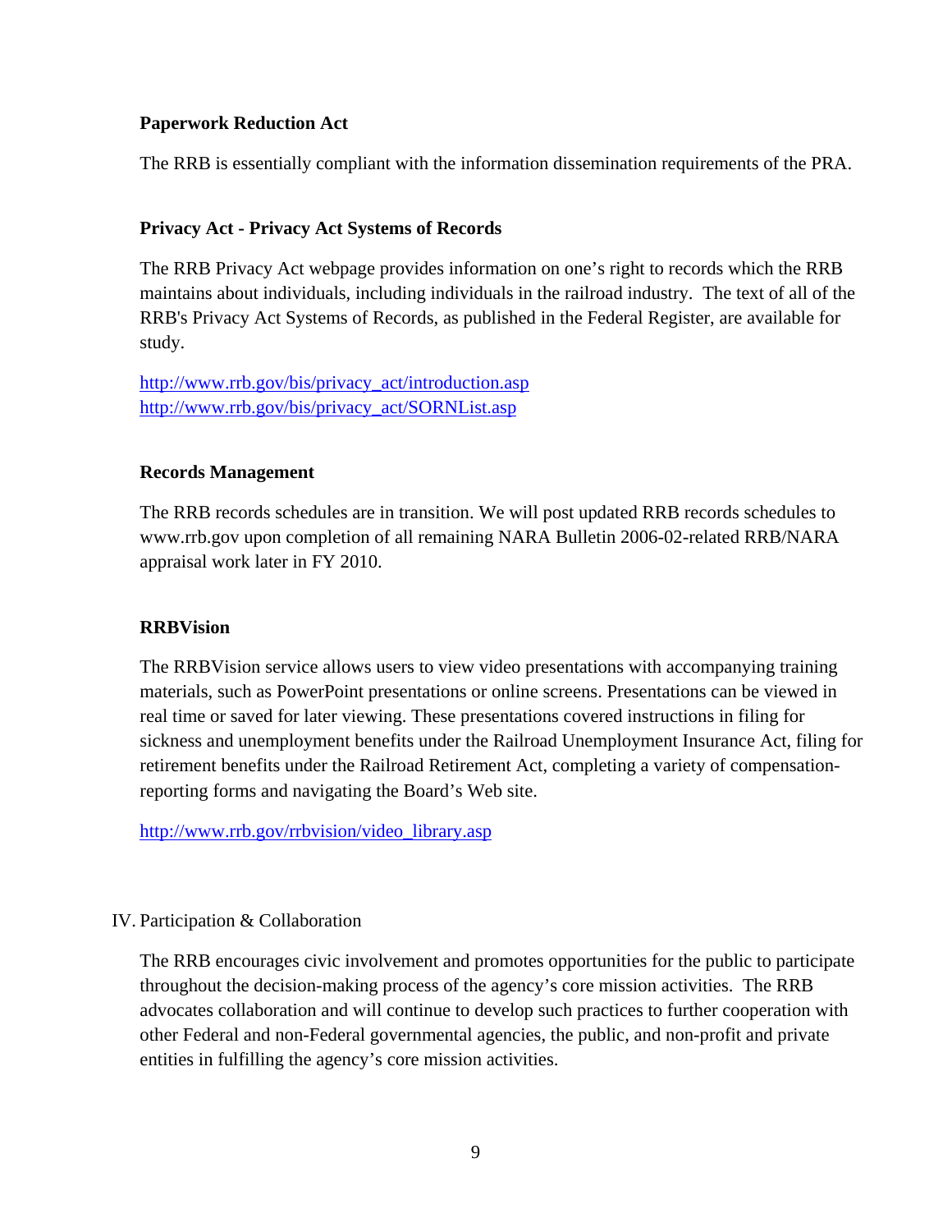**Paperwork Reduction Act**

The RRB is essentially compliant with the information dissemination requirements of the PRA.

**Privacy Act - Privacy Act Systems of Records**

The RRB Privacy Act webpage provides information on one's right to records which the RRB maintains about individuals, including individuals in the railroad industry. The text of all of the RRB's Privacy Act Systems of Records, as published in the Federal Register, are available for study.

http://www.rrb.gov/bis/privacy_act/introduction.asp
http://www.rrb.gov/bis/privacy_act/SORNList.asp

**Records Management**

The RRB records schedules are in transition. We will post updated RRB records schedules to www.rrb.gov upon completion of all remaining NARA Bulletin 2006-02-related RRB/NARA appraisal work later in FY 2010.

**RRBVision**

The RRBVision service allows users to view video presentations with accompanying training materials, such as PowerPoint presentations or online screens. Presentations can be viewed in real time or saved for later viewing. These presentations covered instructions in filing for sickness and unemployment benefits under the Railroad Unemployment Insurance Act, filing for retirement benefits under the Railroad Retirement Act, completing a variety of compensation-reporting forms and navigating the Board's Web site.

http://www.rrb.gov/rrbvision/video_library.asp

IV. Participation & Collaboration

The RRB encourages civic involvement and promotes opportunities for the public to participate throughout the decision-making process of the agency's core mission activities. The RRB advocates collaboration and will continue to develop such practices to further cooperation with other Federal and non-Federal governmental agencies, the public, and non-profit and private entities in fulfilling the agency's core mission activities.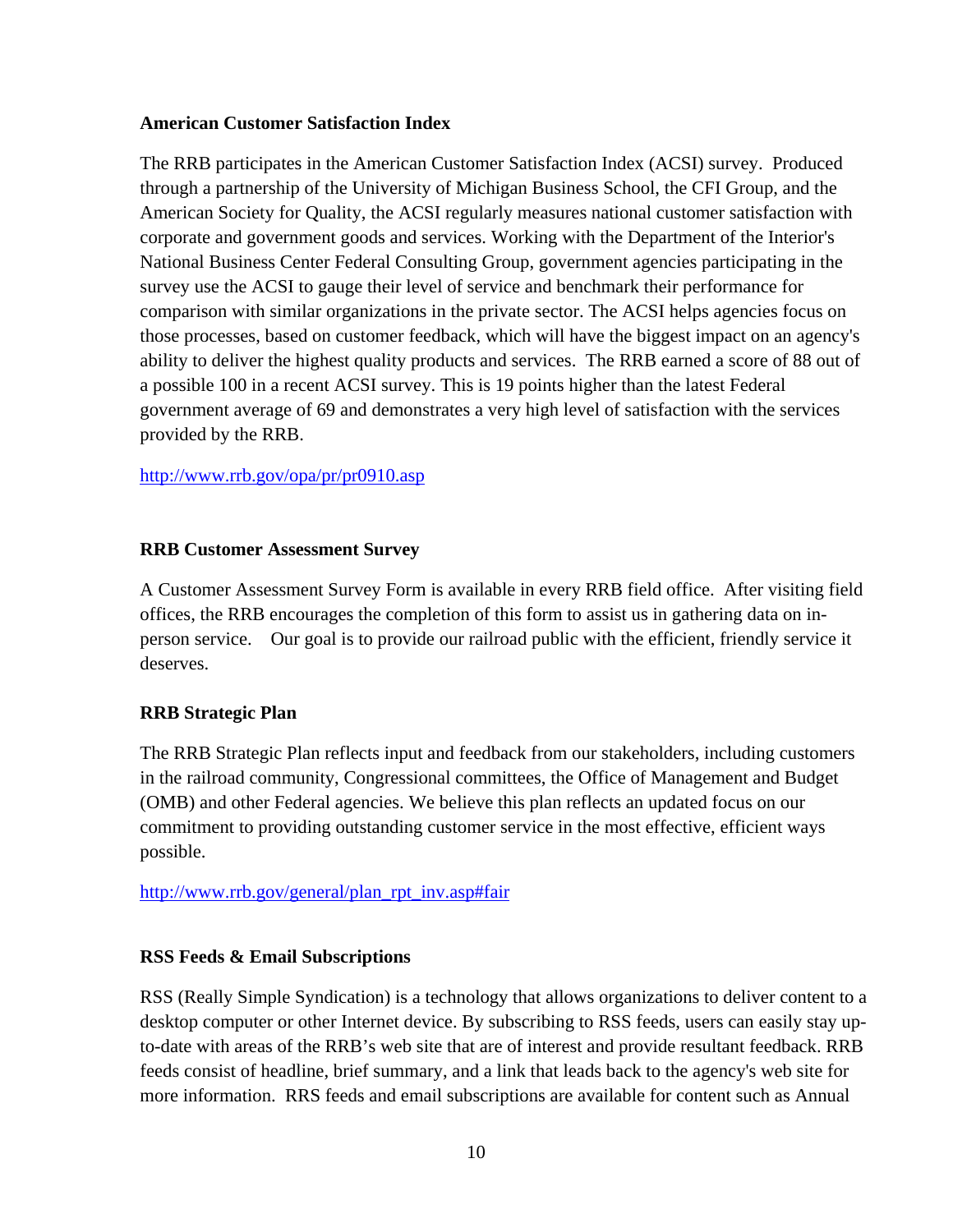**American Customer Satisfaction Index**

The RRB participates in the American Customer Satisfaction Index (ACSI) survey. Produced through a partnership of the University of Michigan Business School, the CFI Group, and the American Society for Quality, the ACSI regularly measures national customer satisfaction with corporate and government goods and services. Working with the Department of the Interior's National Business Center Federal Consulting Group, government agencies participating in the survey use the ACSI to gauge their level of service and benchmark their performance for comparison with similar organizations in the private sector. The ACSI helps agencies focus on those processes, based on customer feedback, which will have the biggest impact on an agency's ability to deliver the highest quality products and services. The RRB earned a score of 88 out of a possible 100 in a recent ACSI survey. This is 19 points higher than the latest Federal government average of 69 and demonstrates a very high level of satisfaction with the services provided by the RRB.

http://www.rrb.gov/opa/pr/pr0910.asp

**RRB Customer Assessment Survey**

A Customer Assessment Survey Form is available in every RRB field office. After visiting field offices, the RRB encourages the completion of this form to assist us in gathering data on in-person service. Our goal is to provide our railroad public with the efficient, friendly service it deserves.

**RRB Strategic Plan**

The RRB Strategic Plan reflects input and feedback from our stakeholders, including customers in the railroad community, Congressional committees, the Office of Management and Budget (OMB) and other Federal agencies. We believe this plan reflects an updated focus on our commitment to providing outstanding customer service in the most effective, efficient ways possible.

http://www.rrb.gov/general/plan_rpt_inv.asp#fair

**RSS Feeds & Email Subscriptions**

RSS (Really Simple Syndication) is a technology that allows organizations to deliver content to a desktop computer or other Internet device. By subscribing to RSS feeds, users can easily stay up-to-date with areas of the RRB's web site that are of interest and provide resultant feedback. RRB feeds consist of headline, brief summary, and a link that leads back to the agency's web site for more information. RRS feeds and email subscriptions are available for content such as Annual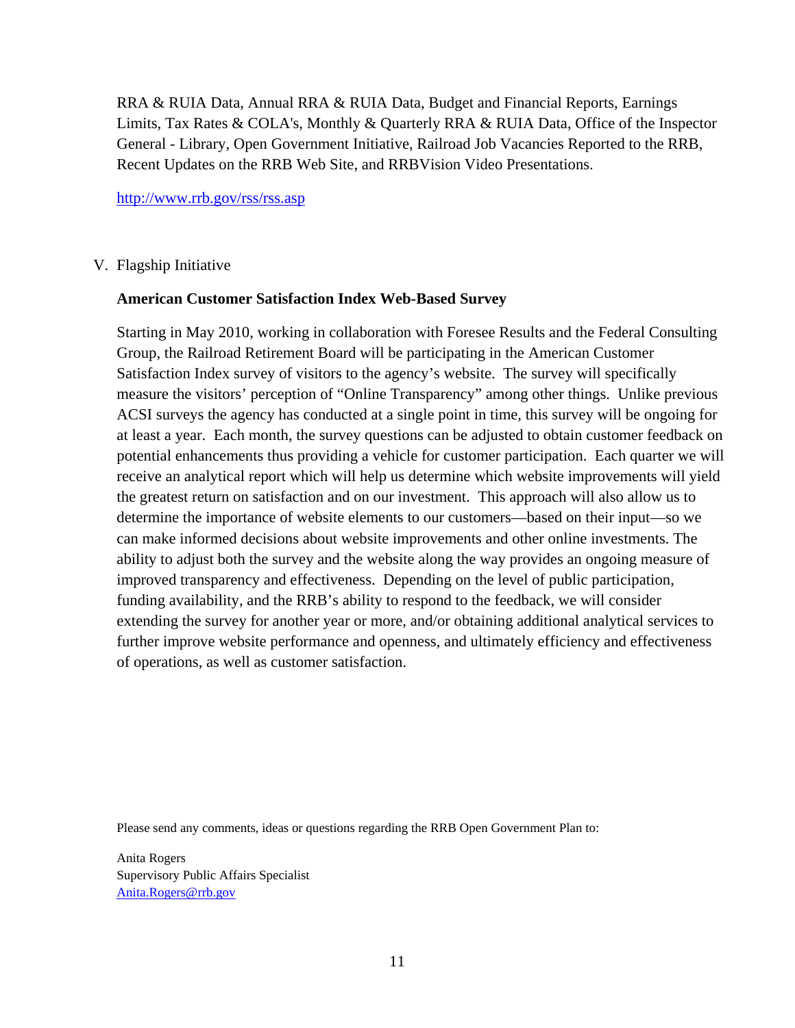RRA & RUIA Data, Annual RRA & RUIA Data, Budget and Financial Reports, Earnings Limits, Tax Rates & COLA's, Monthly & Quarterly RRA & RUIA Data, Office of the Inspector General - Library, Open Government Initiative, Railroad Job Vacancies Reported to the RRB, Recent Updates on the RRB Web Site, and RRBVision Video Presentations.

http://www.rrb.gov/rss/rss.asp

## V. Flagship Initiative

**American Customer Satisfaction Index Web-Based Survey**

Starting in May 2010, working in collaboration with Foresee Results and the Federal Consulting Group, the Railroad Retirement Board will be participating in the American Customer Satisfaction Index survey of visitors to the agency's website. The survey will specifically measure the visitors' perception of "Online Transparency" among other things. Unlike previous ACSI surveys the agency has conducted at a single point in time, this survey will be ongoing for at least a year. Each month, the survey questions can be adjusted to obtain customer feedback on potential enhancements thus providing a vehicle for customer participation. Each quarter we will receive an analytical report which will help us determine which website improvements will yield the greatest return on satisfaction and on our investment. This approach will also allow us to determine the importance of website elements to our customers—based on their input—so we can make informed decisions about website improvements and other online investments. The ability to adjust both the survey and the website along the way provides an ongoing measure of improved transparency and effectiveness. Depending on the level of public participation, funding availability, and the RRB's ability to respond to the feedback, we will consider extending the survey for another year or more, and/or obtaining additional analytical services to further improve website performance and openness, and ultimately efficiency and effectiveness of operations, as well as customer satisfaction.

Please send any comments, ideas or questions regarding the RRB Open Government Plan to:

Anita Rogers
Supervisory Public Affairs Specialist
Anita.Rogers@rrb.gov